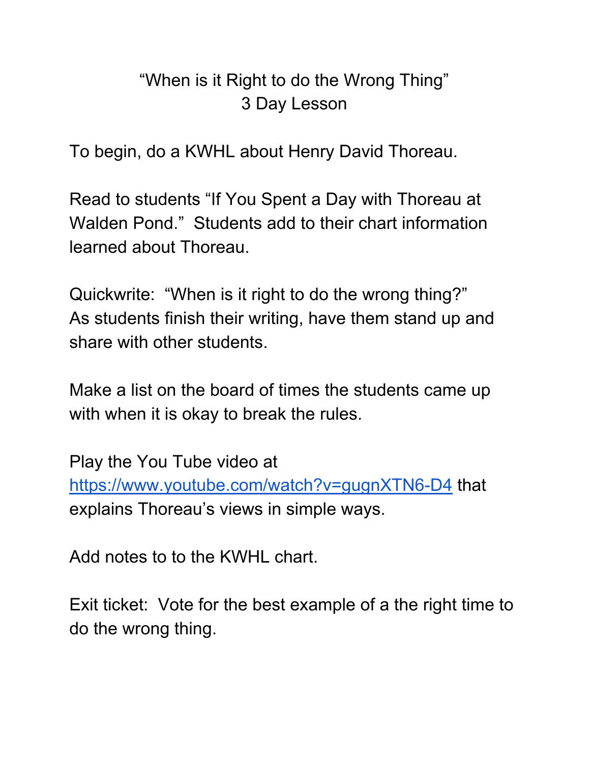# "When is it Right to do the Wrong Thing"
## 3 Day Lesson

To begin, do a KWHL about Henry David Thoreau.

Read to students "If You Spent a Day with Thoreau at Walden Pond." Students add to their chart information learned about Thoreau.

Quickwrite: "When is it right to do the wrong thing?"
As students finish their writing, have them stand up and share with other students.

Make a list on the board of times the students came up with when it is okay to break the rules.

Play the You Tube video at [https://www.youtube.com/watch?v=gugnXTN6-D4](https://www.youtube.com/watch?v=gugnXTN6-D4) that explains Thoreau's views in simple ways.

Add notes to to the KWHL chart.

Exit ticket: Vote for the best example of a the right time to do the wrong thing.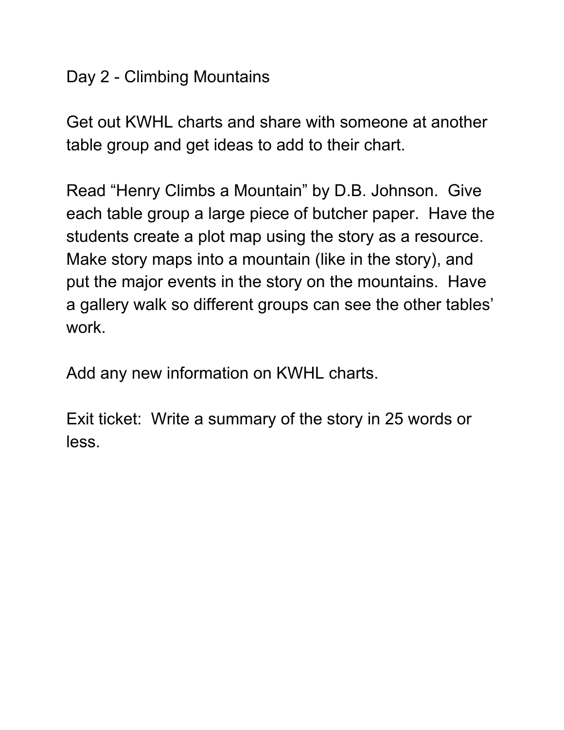Day 2 - Climbing Mountains

Get out KWHL charts and share with someone at another table group and get ideas to add to their chart.

Read "Henry Climbs a Mountain" by D.B. Johnson. Give each table group a large piece of butcher paper. Have the students create a plot map using the story as a resource. Make story maps into a mountain (like in the story), and put the major events in the story on the mountains. Have a gallery walk so different groups can see the other tables' work.

Add any new information on KWHL charts.

Exit ticket: Write a summary of the story in 25 words or less.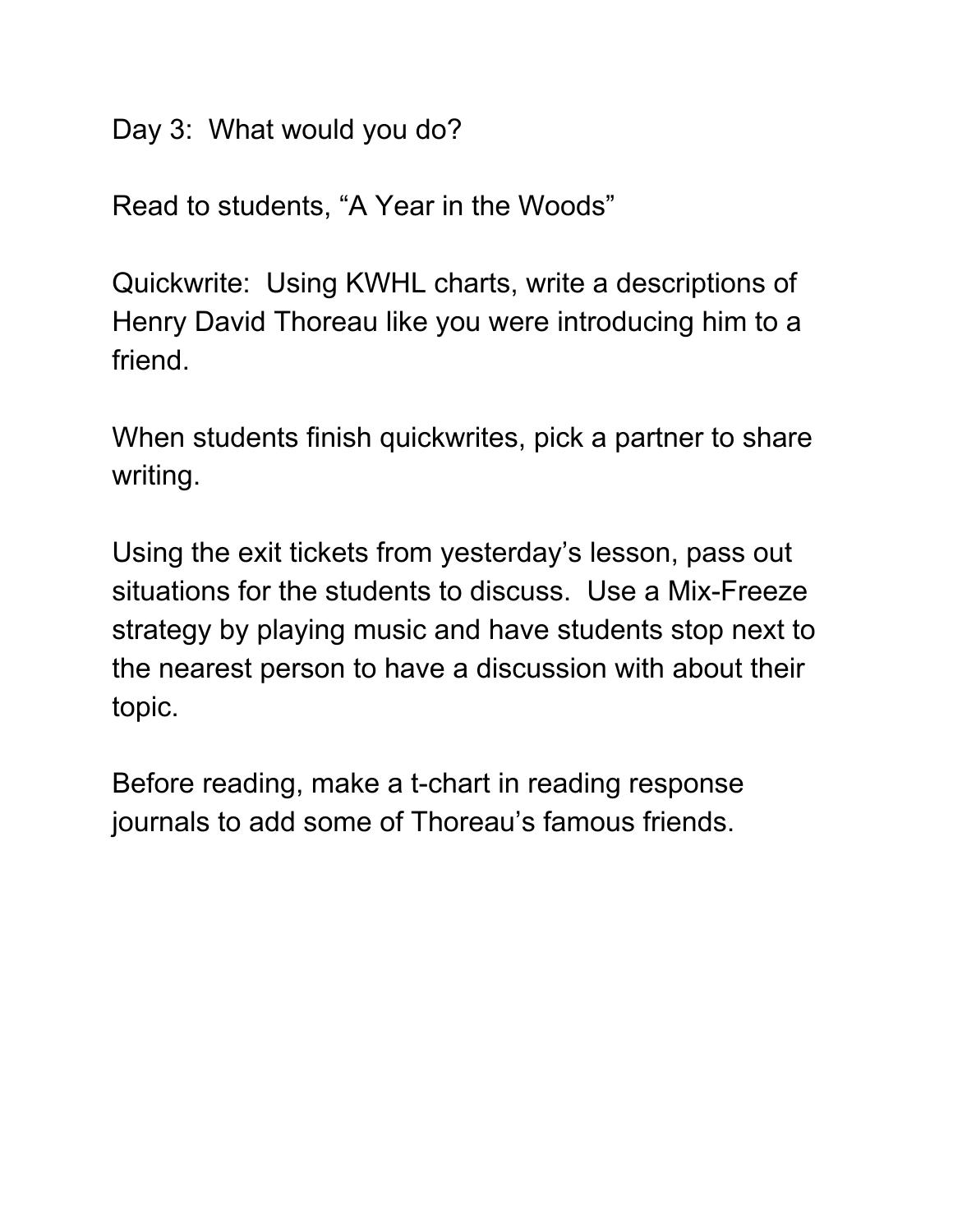Day 3: What would you do?

Read to students, “A Year in the Woods”

Quickwrite: Using KWHL charts, write a descriptions of Henry David Thoreau like you were introducing him to a friend.

When students finish quickwrites, pick a partner to share writing.

Using the exit tickets from yesterday’s lesson, pass out situations for the students to discuss. Use a Mix-Freeze strategy by playing music and have students stop next to the nearest person to have a discussion with about their topic.

Before reading, make a t-chart in reading response journals to add some of Thoreau’s famous friends.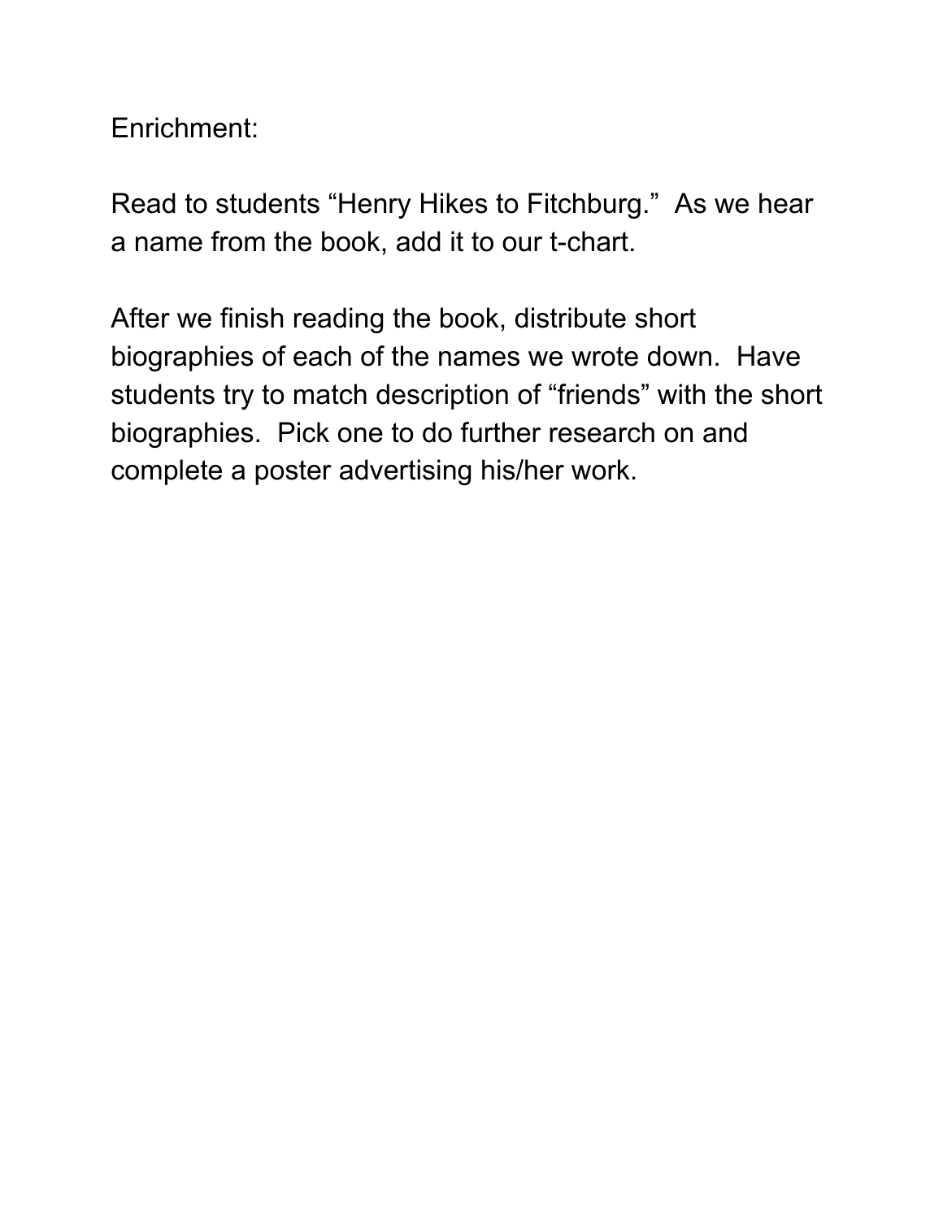Enrichment:

Read to students “Henry Hikes to Fitchburg.” As we hear a name from the book, add it to our t-chart.

After we finish reading the book, distribute short biographies of each of the names we wrote down. Have students try to match description of “friends” with the short biographies. Pick one to do further research on and complete a poster advertising his/her work.